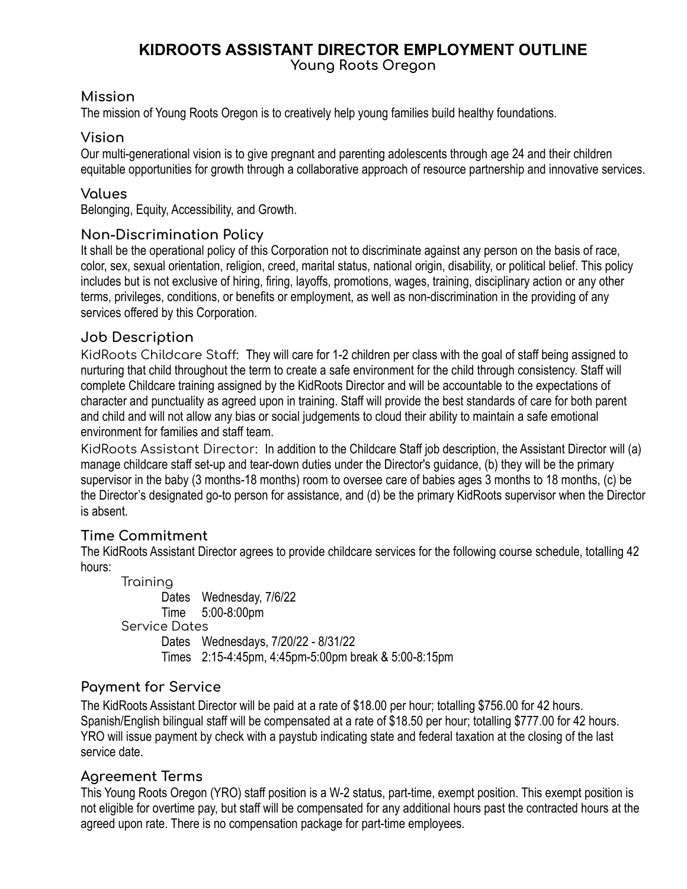# KIDROOTS ASSISTANT DIRECTOR EMPLOYMENT OUTLINE

Young Roots Oregon

## Mission

The mission of Young Roots Oregon is to creatively help young families build healthy foundations.

## Vision

Our multi-generational vision is to give pregnant and parenting adolescents through age 24 and their children equitable opportunities for growth through a collaborative approach of resource partnership and innovative services.

## Values

Belonging, Equity, Accessibility, and Growth.

## Non-Discrimination Policy

It shall be the operational policy of this Corporation not to discriminate against any person on the basis of race, color, sex, sexual orientation, religion, creed, marital status, national origin, disability, or political belief. This policy includes but is not exclusive of hiring, firing, layoffs, promotions, wages, training, disciplinary action or any other terms, privileges, conditions, or benefits or employment, as well as non-discrimination in the providing of any services offered by this Corporation.

## Job Description

KidRoots Childcare Staff: They will care for 1-2 children per class with the goal of staff being assigned to nurturing that child throughout the term to create a safe environment for the child through consistency. Staff will complete Childcare training assigned by the KidRoots Director and will be accountable to the expectations of character and punctuality as agreed upon in training. Staff will provide the best standards of care for both parent and child and will not allow any bias or social judgements to cloud their ability to maintain a safe emotional environment for families and staff team.

KidRoots Assistant Director: In addition to the Childcare Staff job description, the Assistant Director will (a) manage childcare staff set-up and tear-down duties under the Director's guidance, (b) they will be the primary supervisor in the baby (3 months-18 months) room to oversee care of babies ages 3 months to 18 months, (c) be the Director's designated go-to person for assistance, and (d) be the primary KidRoots supervisor when the Director is absent.

## Time Commitment

The KidRoots Assistant Director agrees to provide childcare services for the following course schedule, totalling 42 hours:

Training
- Dates Wednesday, 7/6/22
- Time 5:00-8:00pm

Service Dates
- Dates Wednesdays, 7/20/22 - 8/31/22
- Times 2:15-4:45pm, 4:45pm-5:00pm break & 5:00-8:15pm

## Payment for Service

The KidRoots Assistant Director will be paid at a rate of $18.00 per hour; totalling $756.00 for 42 hours. Spanish/English bilingual staff will be compensated at a rate of $18.50 per hour; totalling $777.00 for 42 hours. YRO will issue payment by check with a paystub indicating state and federal taxation at the closing of the last service date.

## Agreement Terms

This Young Roots Oregon (YRO) staff position is a W-2 status, part-time, exempt position. This exempt position is not eligible for overtime pay, but staff will be compensated for any additional hours past the contracted hours at the agreed upon rate. There is no compensation package for part-time employees.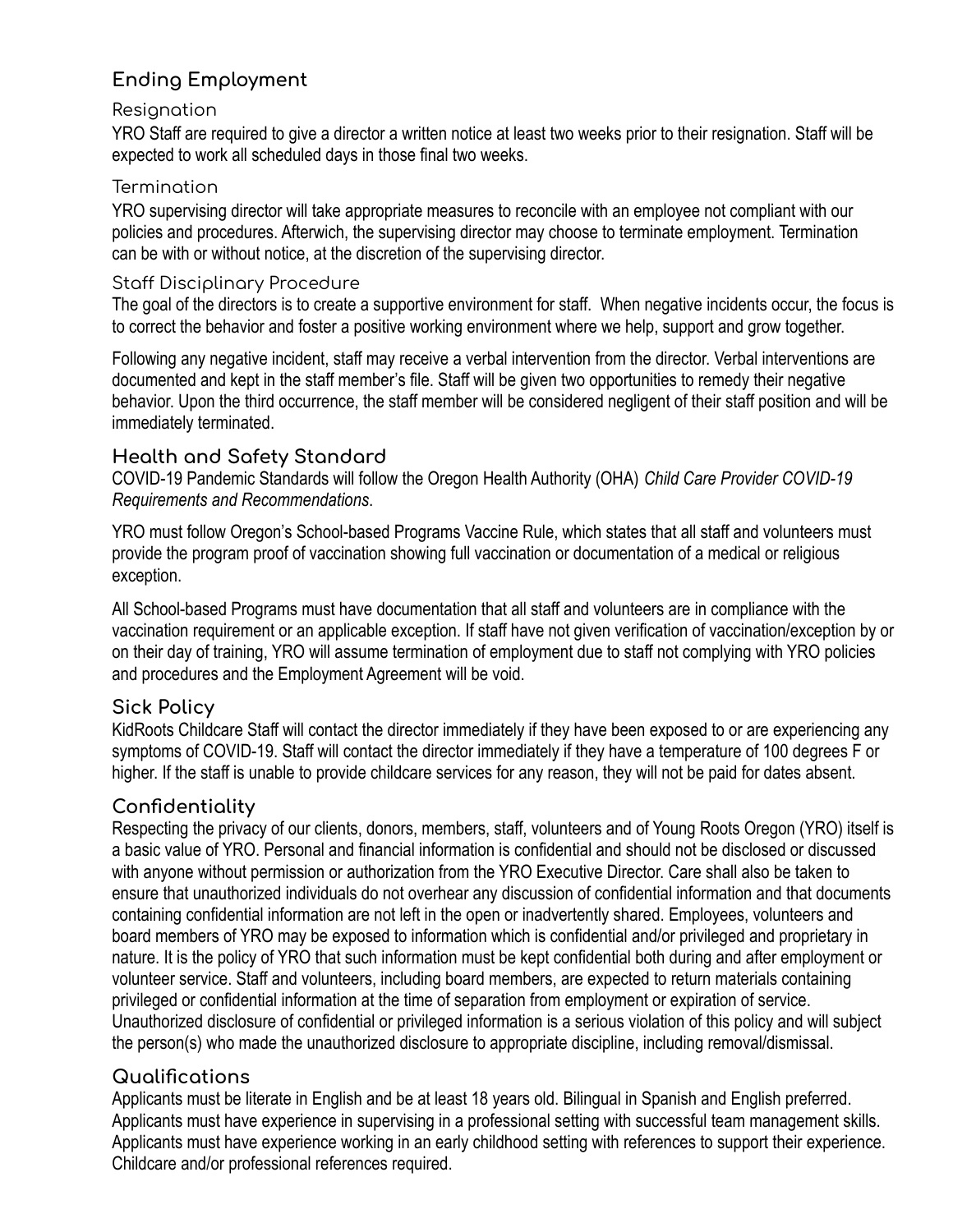## Ending Employment

### Resignation

YRO Staff are required to give a director a written notice at least two weeks prior to their resignation. Staff will be expected to work all scheduled days in those final two weeks.

### Termination

YRO supervising director will take appropriate measures to reconcile with an employee not compliant with our policies and procedures. Afterwich, the supervising director may choose to terminate employment. Termination can be with or without notice, at the discretion of the supervising director.

### Staff Disciplinary Procedure

The goal of the directors is to create a supportive environment for staff. When negative incidents occur, the focus is to correct the behavior and foster a positive working environment where we help, support and grow together.

Following any negative incident, staff may receive a verbal intervention from the director. Verbal interventions are documented and kept in the staff member's file. Staff will be given two opportunities to remedy their negative behavior. Upon the third occurrence, the staff member will be considered negligent of their staff position and will be immediately terminated.

## Health and Safety Standard

COVID-19 Pandemic Standards will follow the Oregon Health Authority (OHA) *Child Care Provider COVID-19 Requirements and Recommendations*.

YRO must follow Oregon's School-based Programs Vaccine Rule, which states that all staff and volunteers must provide the program proof of vaccination showing full vaccination or documentation of a medical or religious exception.

All School-based Programs must have documentation that all staff and volunteers are in compliance with the vaccination requirement or an applicable exception. If staff have not given verification of vaccination/exception by or on their day of training, YRO will assume termination of employment due to staff not complying with YRO policies and procedures and the Employment Agreement will be void.

## Sick Policy

KidRoots Childcare Staff will contact the director immediately if they have been exposed to or are experiencing any symptoms of COVID-19. Staff will contact the director immediately if they have a temperature of 100 degrees F or higher. If the staff is unable to provide childcare services for any reason, they will not be paid for dates absent.

## Confidentiality

Respecting the privacy of our clients, donors, members, staff, volunteers and of Young Roots Oregon (YRO) itself is a basic value of YRO. Personal and financial information is confidential and should not be disclosed or discussed with anyone without permission or authorization from the YRO Executive Director. Care shall also be taken to ensure that unauthorized individuals do not overhear any discussion of confidential information and that documents containing confidential information are not left in the open or inadvertently shared. Employees, volunteers and board members of YRO may be exposed to information which is confidential and/or privileged and proprietary in nature. It is the policy of YRO that such information must be kept confidential both during and after employment or volunteer service. Staff and volunteers, including board members, are expected to return materials containing privileged or confidential information at the time of separation from employment or expiration of service. Unauthorized disclosure of confidential or privileged information is a serious violation of this policy and will subject the person(s) who made the unauthorized disclosure to appropriate discipline, including removal/dismissal.

## Qualifications

Applicants must be literate in English and be at least 18 years old. Bilingual in Spanish and English preferred. Applicants must have experience in supervising in a professional setting with successful team management skills. Applicants must have experience working in an early childhood setting with references to support their experience. Childcare and/or professional references required.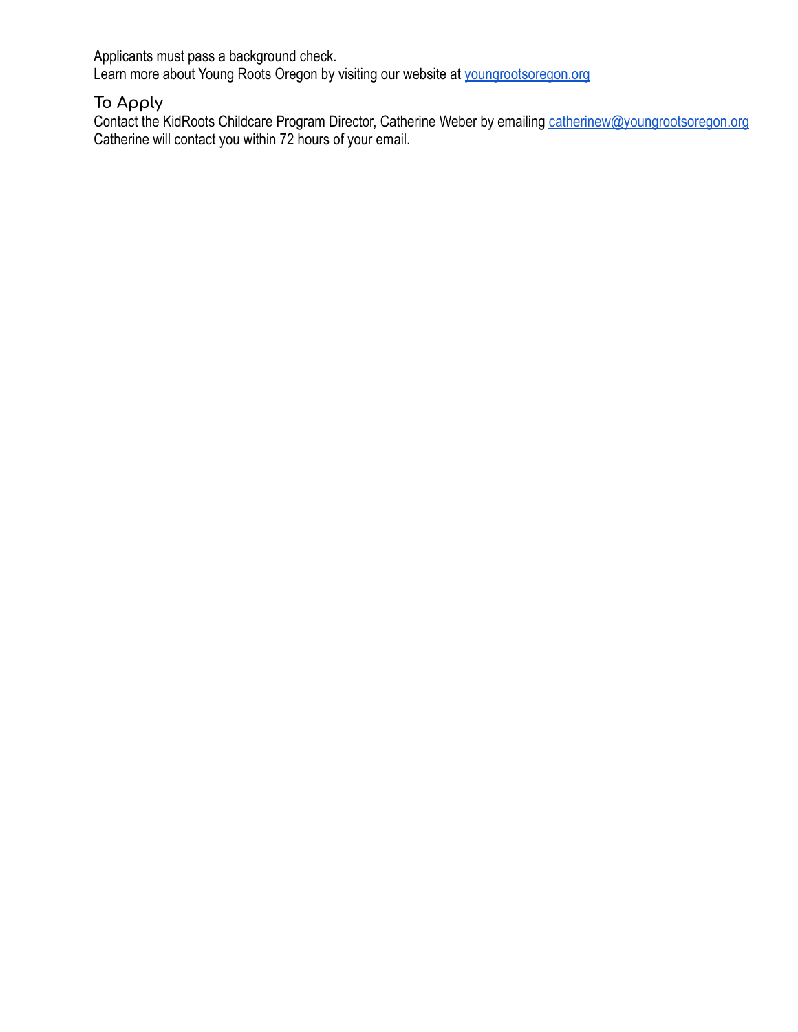Applicants must pass a background check.
Learn more about Young Roots Oregon by visiting our website at [youngrootsoregon.org](youngrootsoregon.org)

## To Apply

Contact the KidRoots Childcare Program Director, Catherine Weber by emailing [catherinew@youngrootsoregon.org](mailto:catherinew@youngrootsoregon.org)
Catherine will contact you within 72 hours of your email.